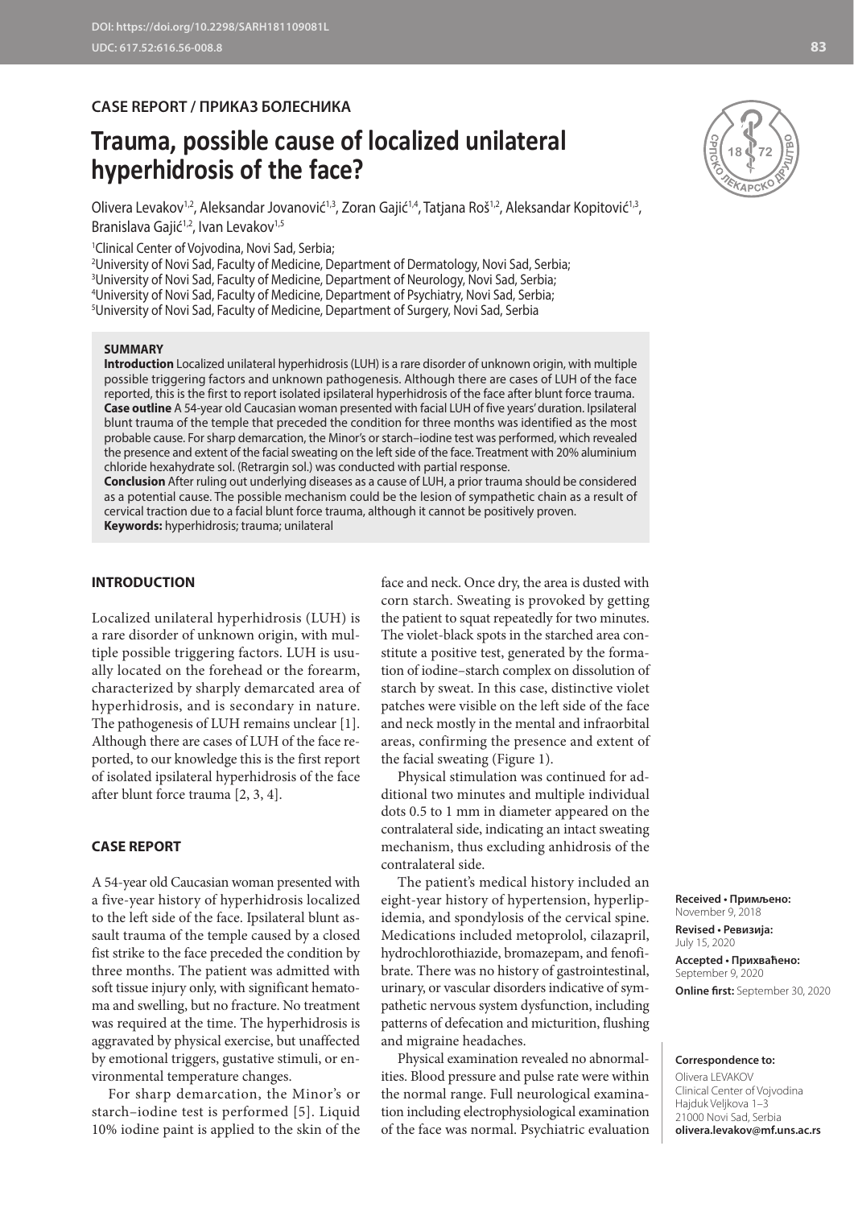DOI: https://doi.org/10.2298/SARH181109081L
UDC: 617.52:616.56-008.8

**CASE REPORT / ПРИКАЗ БОЛЕСНИКА**

# Trauma, possible cause of localized unilateral hyperhidrosis of the face?

Olivera Levakov[1,2], Aleksandar Jovanović[1,3], Zoran Gajić[1,4], Tatjana Roš[1,2], Aleksandar Kopitović[1,3], Branislava Gajić[1,2], Ivan Levakov[1,5]

[1]Clinical Center of Vojvodina, Novi Sad, Serbia;
[2]University of Novi Sad, Faculty of Medicine, Department of Dermatology, Novi Sad, Serbia;
[3]University of Novi Sad, Faculty of Medicine, Department of Neurology, Novi Sad, Serbia;
[4]University of Novi Sad, Faculty of Medicine, Department of Psychiatry, Novi Sad, Serbia;
[5]University of Novi Sad, Faculty of Medicine, Department of Surgery, Novi Sad, Serbia

**SUMMARY**

**Introduction** Localized unilateral hyperhidrosis (LUH) is a rare disorder of unknown origin, with multiple possible triggering factors and unknown pathogenesis. Although there are cases of LUH of the face reported, this is the first to report isolated ipsilateral hyperhidrosis of the face after blunt force trauma.
**Case outline** A 54-year old Caucasian woman presented with facial LUH of five years' duration. Ipsilateral blunt trauma of the temple that preceded the condition for three months was identified as the most probable cause. For sharp demarcation, the Minor's or starch–iodine test was performed, which revealed the presence and extent of the facial sweating on the left side of the face. Treatment with 20% aluminium chloride hexahydrate sol. (Retrargin sol.) was conducted with partial response.
**Conclusion** After ruling out underlying diseases as a cause of LUH, a prior trauma should be considered as a potential cause. The possible mechanism could be the lesion of sympathetic chain as a result of cervical traction due to a facial blunt force trauma, although it cannot be positively proven.
**Keywords:** hyperhidrosis; trauma; unilateral

## INTRODUCTION

Localized unilateral hyperhidrosis (LUH) is a rare disorder of unknown origin, with multiple possible triggering factors. LUH is usually located on the forehead or the forearm, characterized by sharply demarcated area of hyperhidrosis, and is secondary in nature. The pathogenesis of LUH remains unclear [1]. Although there are cases of LUH of the face reported, to our knowledge this is the first report of isolated ipsilateral hyperhidrosis of the face after blunt force trauma [2, 3, 4].

## CASE REPORT

A 54-year old Caucasian woman presented with a five-year history of hyperhidrosis localized to the left side of the face. Ipsilateral blunt assault trauma of the temple caused by a closed fist strike to the face preceded the condition by three months. The patient was admitted with soft tissue injury only, with significant hematoma and swelling, but no fracture. No treatment was required at the time. The hyperhidrosis is aggravated by physical exercise, but unaffected by emotional triggers, gustative stimuli, or environmental temperature changes.

For sharp demarcation, the Minor's or starch–iodine test is performed [5]. Liquid 10% iodine paint is applied to the skin of the face and neck. Once dry, the area is dusted with corn starch. Sweating is provoked by getting the patient to squat repeatedly for two minutes. The violet-black spots in the starched area constitute a positive test, generated by the formation of iodine–starch complex on dissolution of starch by sweat. In this case, distinctive violet patches were visible on the left side of the face and neck mostly in the mental and infraorbital areas, confirming the presence and extent of the facial sweating (Figure 1).

Physical stimulation was continued for additional two minutes and multiple individual dots 0.5 to 1 mm in diameter appeared on the contralateral side, indicating an intact sweating mechanism, thus excluding anhidrosis of the contralateral side.

The patient's medical history included an eight-year history of hypertension, hyperlipidemia, and spondylosis of the cervical spine. Medications included metoprolol, cilazapril, hydrochlorothiazide, bromazepam, and fenofibrate. There was no history of gastrointestinal, urinary, or vascular disorders indicative of sympathetic nervous system dysfunction, including patterns of defecation and micturition, flushing and migraine headaches.

Physical examination revealed no abnormalities. Blood pressure and pulse rate were within the normal range. Full neurological examination including electrophysiological examination of the face was normal. Psychiatric evaluation

**Received • Примљено:** November 9, 2018
**Revised • Ревизија:** July 15, 2020
**Accepted • Прихваћено:** September 9, 2020
**Online first:** September 30, 2020

**Correspondence to:**
Olivera LEVAKOV
Clinical Center of Vojvodina
Hajduk Veljkova 1–3
21000 Novi Sad, Serbia
**olivera.levakov@mf.uns.ac.rs**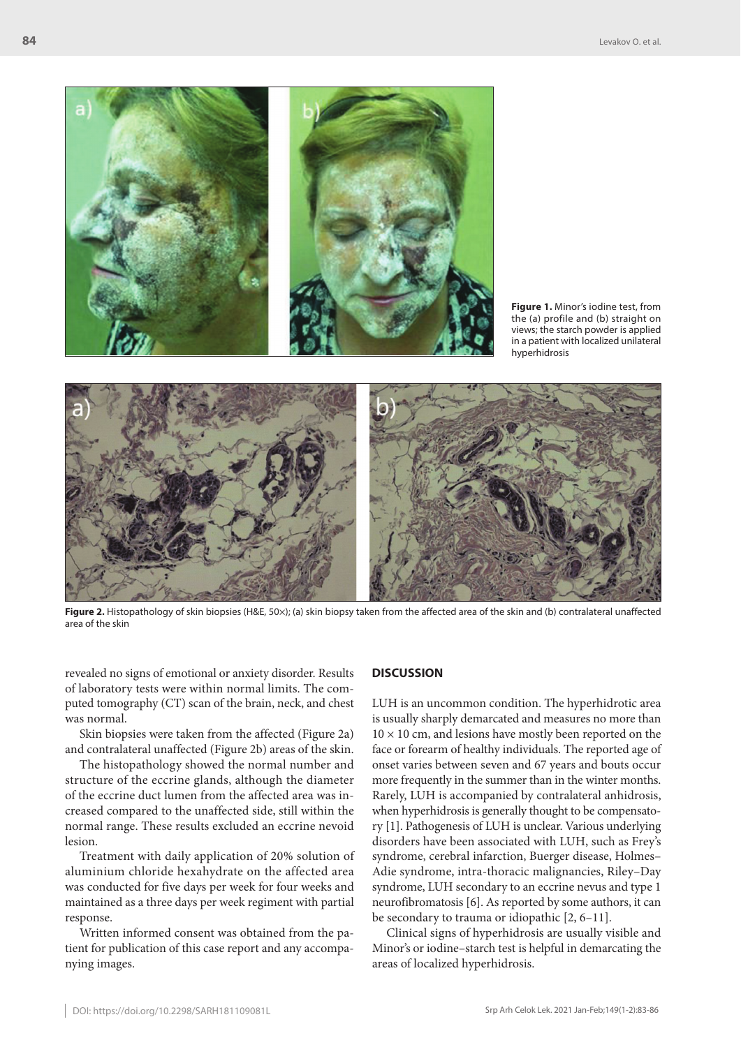**Figure 1.** Minor's iodine test, from the (a) profile and (b) straight on views; the starch powder is applied in a patient with localized unilateral hyperhidrosis

**Figure 2.** Histopathology of skin biopsies (H&E, 50×); (a) skin biopsy taken from the affected area of the skin and (b) contralateral unaffected area of the skin

revealed no signs of emotional or anxiety disorder. Results of laboratory tests were within normal limits. The computed tomography (CT) scan of the brain, neck, and chest was normal.

Skin biopsies were taken from the affected (Figure 2a) and contralateral unaffected (Figure 2b) areas of the skin.

The histopathology showed the normal number and structure of the eccrine glands, although the diameter of the eccrine duct lumen from the affected area was increased compared to the unaffected side, still within the normal range. These results excluded an eccrine nevoid lesion.

Treatment with daily application of 20% solution of aluminium chloride hexahydrate on the affected area was conducted for five days per week for four weeks and maintained as a three days per week regiment with partial response.

Written informed consent was obtained from the patient for publication of this case report and any accompanying images.

## DISCUSSION

LUH is an uncommon condition. The hyperhidrotic area is usually sharply demarcated and measures no more than $10 \times 10$ cm, and lesions have mostly been reported on the face or forearm of healthy individuals. The reported age of onset varies between seven and 67 years and bouts occur more frequently in the summer than in the winter months. Rarely, LUH is accompanied by contralateral anhidrosis, when hyperhidrosis is generally thought to be compensatory [1]. Pathogenesis of LUH is unclear. Various underlying disorders have been associated with LUH, such as Frey's syndrome, cerebral infarction, Buerger disease, Holmes–Adie syndrome, intra-thoracic malignancies, Riley–Day syndrome, LUH secondary to an eccrine nevus and type 1 neurofibromatosis [6]. As reported by some authors, it can be secondary to trauma or idiopathic [2, 6–11].

Clinical signs of hyperhidrosis are usually visible and Minor's or iodine–starch test is helpful in demarcating the areas of localized hyperhidrosis.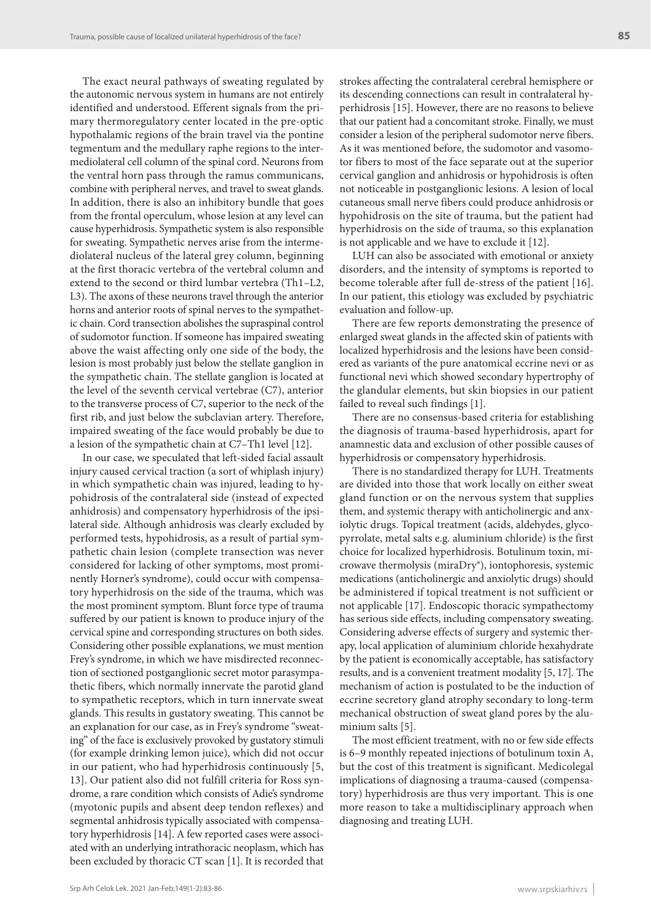The exact neural pathways of sweating regulated by the autonomic nervous system in humans are not entirely identified and understood. Efferent signals from the primary thermoregulatory center located in the pre-optic hypothalamic regions of the brain travel via the pontine tegmentum and the medullary raphe regions to the intermediolateral cell column of the spinal cord. Neurons from the ventral horn pass through the ramus communicans, combine with peripheral nerves, and travel to sweat glands. In addition, there is also an inhibitory bundle that goes from the frontal operculum, whose lesion at any level can cause hyperhidrosis. Sympathetic system is also responsible for sweating. Sympathetic nerves arise from the intermediolateral nucleus of the lateral grey column, beginning at the first thoracic vertebra of the vertebral column and extend to the second or third lumbar vertebra (Th1–L2, L3). The axons of these neurons travel through the anterior horns and anterior roots of spinal nerves to the sympathetic chain. Cord transection abolishes the supraspinal control of sudomotor function. If someone has impaired sweating above the waist affecting only one side of the body, the lesion is most probably just below the stellate ganglion in the sympathetic chain. The stellate ganglion is located at the level of the seventh cervical vertebrae (C7), anterior to the transverse process of C7, superior to the neck of the first rib, and just below the subclavian artery. Therefore, impaired sweating of the face would probably be due to a lesion of the sympathetic chain at C7–Th1 level [12].

In our case, we speculated that left-sided facial assault injury caused cervical traction (a sort of whiplash injury) in which sympathetic chain was injured, leading to hypohidrosis of the contralateral side (instead of expected anhidrosis) and compensatory hyperhidrosis of the ipsilateral side. Although anhidrosis was clearly excluded by performed tests, hypohidrosis, as a result of partial sympathetic chain lesion (complete transection was never considered for lacking of other symptoms, most prominently Horner's syndrome), could occur with compensatory hyperhidrosis on the side of the trauma, which was the most prominent symptom. Blunt force type of trauma suffered by our patient is known to produce injury of the cervical spine and corresponding structures on both sides. Considering other possible explanations, we must mention Frey's syndrome, in which we have misdirected reconnection of sectioned postganglionic secret motor parasympathetic fibers, which normally innervate the parotid gland to sympathetic receptors, which in turn innervate sweat glands. This results in gustatory sweating. This cannot be an explanation for our case, as in Frey's syndrome "sweating" of the face is exclusively provoked by gustatory stimuli (for example drinking lemon juice), which did not occur in our patient, who had hyperhidrosis continuously [5, 13]. Our patient also did not fulfill criteria for Ross syndrome, a rare condition which consists of Adie's syndrome (myotonic pupils and absent deep tendon reflexes) and segmental anhidrosis typically associated with compensatory hyperhidrosis [14]. A few reported cases were associated with an underlying intrathoracic neoplasm, which has been excluded by thoracic CT scan [1]. It is recorded that strokes affecting the contralateral cerebral hemisphere or its descending connections can result in contralateral hyperhidrosis [15]. However, there are no reasons to believe that our patient had a concomitant stroke. Finally, we must consider a lesion of the peripheral sudomotor nerve fibers. As it was mentioned before, the sudomotor and vasomotor fibers to most of the face separate out at the superior cervical ganglion and anhidrosis or hypohidrosis is often not noticeable in postganglionic lesions. A lesion of local cutaneous small nerve fibers could produce anhidrosis or hypohidrosis on the site of trauma, but the patient had hyperhidrosis on the side of trauma, so this explanation is not applicable and we have to exclude it [12].

LUH can also be associated with emotional or anxiety disorders, and the intensity of symptoms is reported to become tolerable after full de-stress of the patient [16]. In our patient, this etiology was excluded by psychiatric evaluation and follow-up.

There are few reports demonstrating the presence of enlarged sweat glands in the affected skin of patients with localized hyperhidrosis and the lesions have been considered as variants of the pure anatomical eccrine nevi or as functional nevi which showed secondary hypertrophy of the glandular elements, but skin biopsies in our patient failed to reveal such findings [1].

There are no consensus-based criteria for establishing the diagnosis of trauma-based hyperhidrosis, apart for anamnestic data and exclusion of other possible causes of hyperhidrosis or compensatory hyperhidrosis.

There is no standardized therapy for LUH. Treatments are divided into those that work locally on either sweat gland function or on the nervous system that supplies them, and systemic therapy with anticholinergic and anxiolytic drugs. Topical treatment (acids, aldehydes, glycopyrrolate, metal salts e.g. aluminium chloride) is the first choice for localized hyperhidrosis. Botulinum toxin, microwave thermolysis (miraDry®), iontophoresis, systemic medications (anticholinergic and anxiolytic drugs) should be administered if topical treatment is not sufficient or not applicable [17]. Endoscopic thoracic sympathectomy has serious side effects, including compensatory sweating. Considering adverse effects of surgery and systemic therapy, local application of aluminium chloride hexahydrate by the patient is economically acceptable, has satisfactory results, and is a convenient treatment modality [5, 17]. The mechanism of action is postulated to be the induction of eccrine secretory gland atrophy secondary to long-term mechanical obstruction of sweat gland pores by the aluminium salts [5].

The most efficient treatment, with no or few side effects is 6–9 monthly repeated injections of botulinum toxin A, but the cost of this treatment is significant. Medicolegal implications of diagnosing a trauma-caused (compensatory) hyperhidrosis are thus very important. This is one more reason to take a multidisciplinary approach when diagnosing and treating LUH.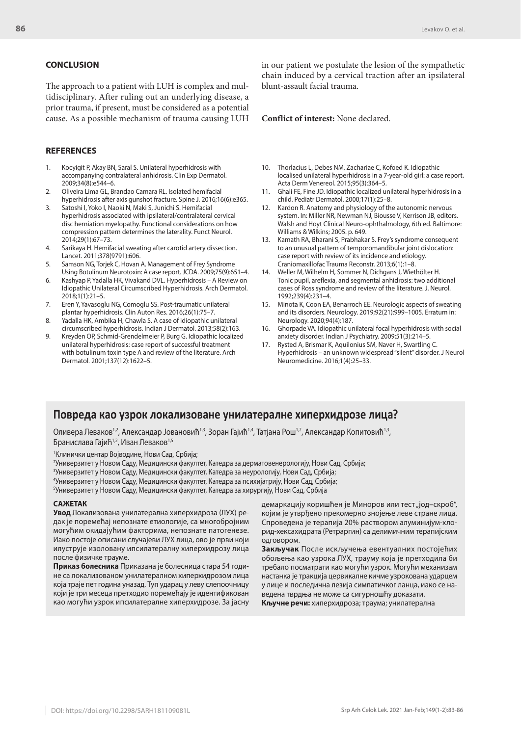## CONCLUSION

The approach to a patient with LUH is complex and multidisciplinary. After ruling out an underlying disease, a prior trauma, if present, must be considered as a potential cause. As a possible mechanism of trauma causing LUH in our patient we postulate the lesion of the sympathetic chain induced by a cervical traction after an ipsilateral blunt-assault facial trauma.

**Conflict of interest:** None declared.

## REFERENCES

1. Kocyigit P, Akay BN, Saral S. Unilateral hyperhidrosis with accompanying contralateral anhidrosis. Clin Exp Dermatol. 2009;34(8):e544–6.
2. Oliveira Lima GL, Brandao Camara RL. Isolated hemifacial hyperhidrosis after axis gunshot fracture. Spine J. 2016;16(6):e365.
3. Satoshi I, Yoko I, Naoki N, Maki S, Junichi S. Hemifacial hyperhidrosis associated with ipsilateral/contralateral cervical disc herniation myelopathy. Functional considerations on how compression pattern determines the laterality. Funct Neurol. 2014;29(1):67–73.
4. Sarikaya H. Hemifacial sweating after carotid artery dissection. Lancet. 2011;378(9791):606.
5. Samson NG, Torjek C, Hovan A. Management of Frey Syndrome Using Botulinum Neurotoxin: A case report. JCDA. 2009;75(9):651–4.
6. Kashyap P, Yadalla HK, Vivakand DVL. Hyperhidrosis – A Review on Idiopathic Unilateral Circumscribed Hyperhidrosis. Arch Dermatol. 2018;1(1):21–5.
7. Eren Y, Yavasoglu NG, Comoglu SS. Post-traumatic unilateral plantar hyperhidrosis. Clin Auton Res. 2016;26(1):75–7.
8. Yadalla HK, Ambika H, Chawla S. A case of idiopathic unilateral circumscribed hyperhidrosis. Indian J Dermatol. 2013;58(2):163.
9. Kreyden OP, Schmid-Grendelmeier P, Burg G. Idiopathic localized unilateral hyperhidrosis: case report of successful treatment with botulinum toxin type A and review of the literature. Arch Dermatol. 2001;137(12):1622–5.
10. Thorlacius L, Debes NM, Zachariae C, Kofoed K. Idiopathic localised unilateral hyperhidrosis in a 7-year-old girl: a case report. Acta Derm Venereol. 2015;95(3):364–5.
11. Ghali FE, Fine JD. Idiopathic localized unilateral hyperhidrosis in a child. Pediatr Dermatol. 2000;17(1):25–8.
12. Kardon R. Anatomy and physiology of the autonomic nervous system. In: Miller NR, Newman NJ, Biousse V, Kerrison JB, editors. Walsh and Hoyt Clinical Neuro-ophthalmology, 6th ed. Baltimore: Williams & Wilkins; 2005. p. 649.
13. Kamath RA, Bharani S, Prabhakar S. Frey's syndrome consequent to an unusual pattern of temporomandibular joint dislocation: case report with review of its incidence and etiology. Craniomaxillofac Trauma Reconstr. 2013;6(1):1–8.
14. Weller M, Wilhelm H, Sommer N, Dichgans J, Wiethölter H. Tonic pupil, areflexia, and segmental anhidrosis: two additional cases of Ross syndrome and review of the literature. J. Neurol. 1992;239(4):231–4.
15. Minota K, Coon EA, Benarroch EE. Neurologic aspects of sweating and its disorders. Neurology. 2019;92(21):999–1005. Erratum in: Neurology. 2020;94(4):187.
16. Ghorpade VA. Idiopathic unilateral focal hyperhidrosis with social anxiety disorder. Indian J Psychiatry. 2009;51(3):214–5.
17. Rysted A, Brismar K, Aquilonius SM, Naver H, Swartling C. Hyperhidrosis – an unknown widespread "silent" disorder. J Neurol Neuromedicine. 2016;1(4):25–33.

## Повреда као узрок локализоване унилатералне хиперхидрозе лица?

Оливера Леваков[1,2], Александар Јовановић[1,3], Зоран Гајић[1,4], Татјана Рош[1,2], Александар Копитовић[1,3], Бранислава Гајић[1,2], Иван Леваков[1,5]

[1]Клинички центар Војводине, Нови Сад, Србија;
[2]Универзитет у Новом Саду, Медицински факултет, Катедра за дерматовенерологију, Нови Сад, Србија;
[3]Универзитет у Новом Саду, Медицински факултет, Катедра за неурологију, Нови Сад, Србија;
[4]Универзитет у Новом Саду, Медицински факултет, Катедра за психијатрију, Нови Сад, Србија;
[5]Универзитет у Новом Саду, Медицински факултет, Катедра за хирургију, Нови Сад, Србија

### САЖЕТАК

**Увод** Локализована унилатерална хиперхидроза (ЛУХ) редак је поремећај непознате етиологије, са многобројним могућим окидајућим факторима, непознате патогенезе. Иако постоје описани случајеви ЛУХ лица, ово је први који илуструје изоловану ипсилатералну хиперхидрозу лица после физичке трауме.

**Приказ болесника** Приказана је болесница стара 54 године са локализованом унилатералном хиперхидрозом лица која траје пет година уназад. Туп ударац у леву слепоочницу који је три месеца претходио поремећају је идентификован као могући узрок ипсилатералне хиперхидрозе. За јасну демаркацију коришћен је Миноров или тест „јод–скроб", којим је утврђено прекомерно знојење леве стране лица. Спроведена је терапија 20% раствором алуминијум-хлорид-хексахидрата (Ретраргин) са делимичним терапијским одговором.

**Закључак** После искључења евентуалних постојећих обољења као узрока ЛУХ, трауму која је претходила би требало посматрати као могући узрок. Могући механизам настанка је тракција цервикалне кичме узрокована ударцем у лице и последична лезија симпатичког ланца, иако се наведена тврдња не може са сигурношћу доказати.

**Кључне речи:** хиперхидроза; траума; унилатерална